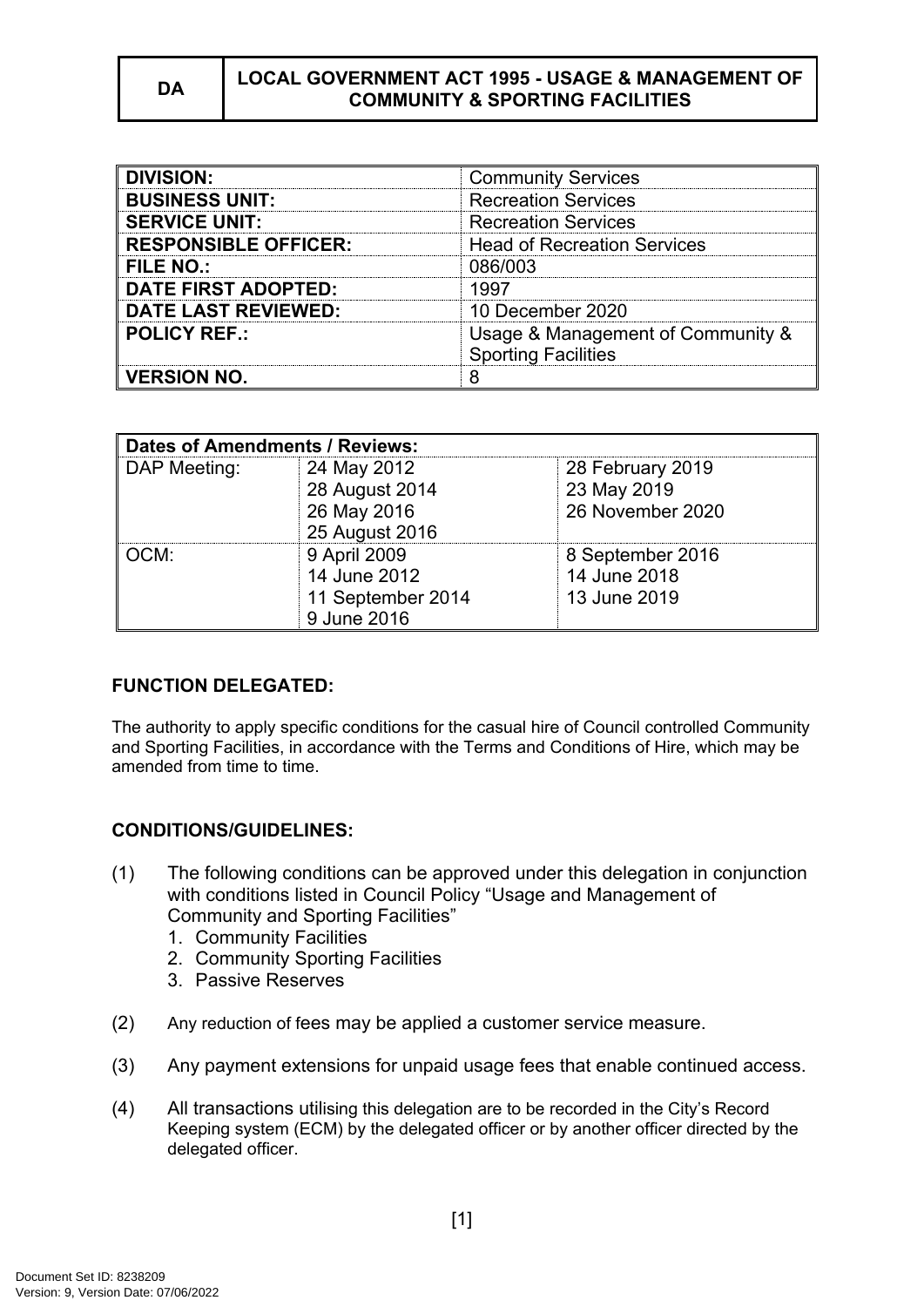| DA | LOCAL GOVERNMENT ACT 1995 - USAGE & MANAGEMENT OF COMMUNITY & SPORTING FACILITIES |
|---|---|

| | |
|---|---|
| **DIVISION:** | Community Services |
| **BUSINESS UNIT:** | Recreation Services |
| **SERVICE UNIT:** | Recreation Services |
| **RESPONSIBLE OFFICER:** | Head of Recreation Services |
| **FILE NO.:** | 086/003 |
| **DATE FIRST ADOPTED:** | 1997 |
| **DATE LAST REVIEWED:** | 10 December 2020 |
| **POLICY REF.:** | Usage & Management of Community & Sporting Facilities |
| **VERSION NO.** | 8 |

| **Dates of Amendments / Reviews:** | | |
|---|---|---|
| DAP Meeting: | 24 May 2012<br>28 August 2014<br>26 May 2016<br>25 August 2016 | 28 February 2019<br>23 May 2019<br>26 November 2020 |
| OCM: | 9 April 2009<br>14 June 2012<br>11 September 2014<br>9 June 2016 | 8 September 2016<br>14 June 2018<br>13 June 2019 |

**FUNCTION DELEGATED:**

The authority to apply specific conditions for the casual hire of Council controlled Community and Sporting Facilities, in accordance with the Terms and Conditions of Hire, which may be amended from time to time.

**CONDITIONS/GUIDELINES:**

(1) The following conditions can be approved under this delegation in conjunction with conditions listed in Council Policy "Usage and Management of Community and Sporting Facilities"
   1. Community Facilities
   2. Community Sporting Facilities
   3. Passive Reserves

(2) Any reduction of fees may be applied a customer service measure.

(3) Any payment extensions for unpaid usage fees that enable continued access.

(4) All transactions utilising this delegation are to be recorded in the City's Record Keeping system (ECM) by the delegated officer or by another officer directed by the delegated officer.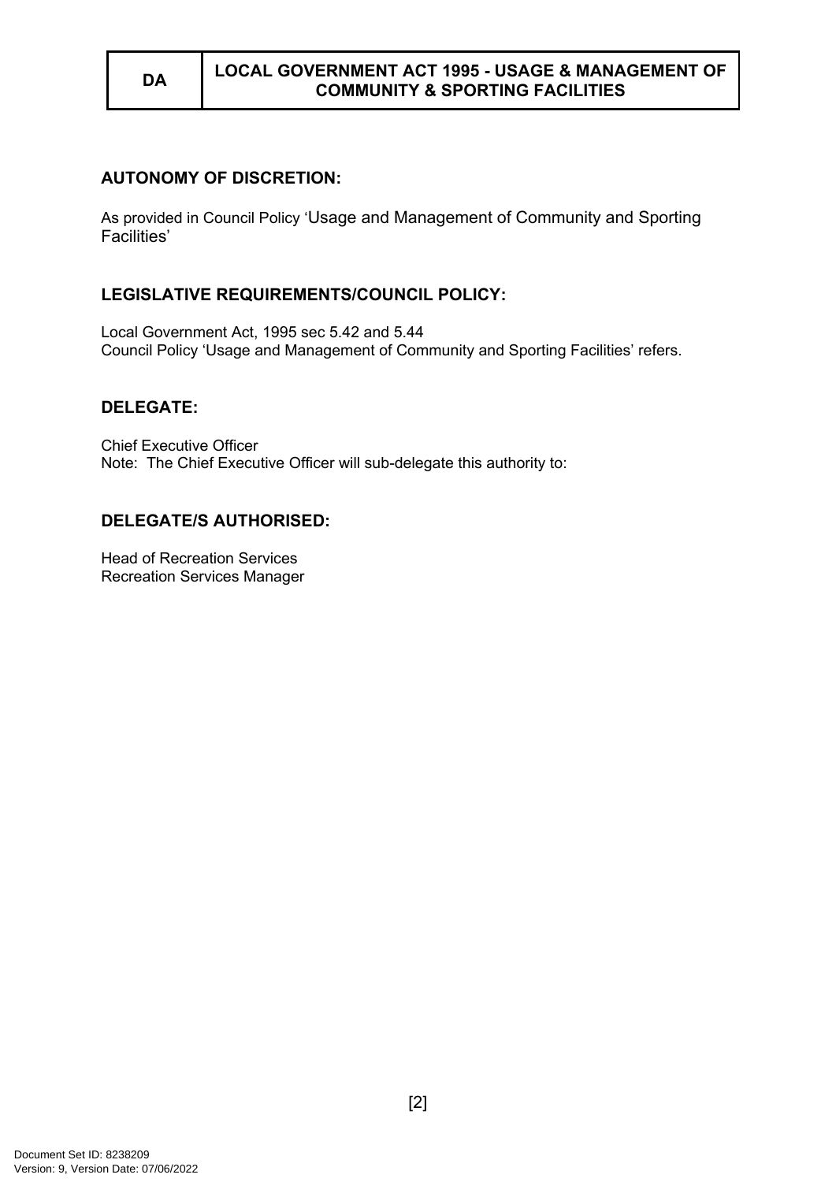| DA | LOCAL GOVERNMENT ACT 1995 - USAGE & MANAGEMENT OF COMMUNITY & SPORTING FACILITIES |
| --- | --- |

## AUTONOMY OF DISCRETION:

As provided in Council Policy 'Usage and Management of Community and Sporting Facilities'

## LEGISLATIVE REQUIREMENTS/COUNCIL POLICY:

Local Government Act, 1995 sec 5.42 and 5.44
Council Policy 'Usage and Management of Community and Sporting Facilities' refers.

## DELEGATE:

Chief Executive Officer
Note: The Chief Executive Officer will sub-delegate this authority to:

## DELEGATE/S AUTHORISED:

Head of Recreation Services
Recreation Services Manager

Document Set ID: 8238209
Version: 9, Version Date: 07/06/2022